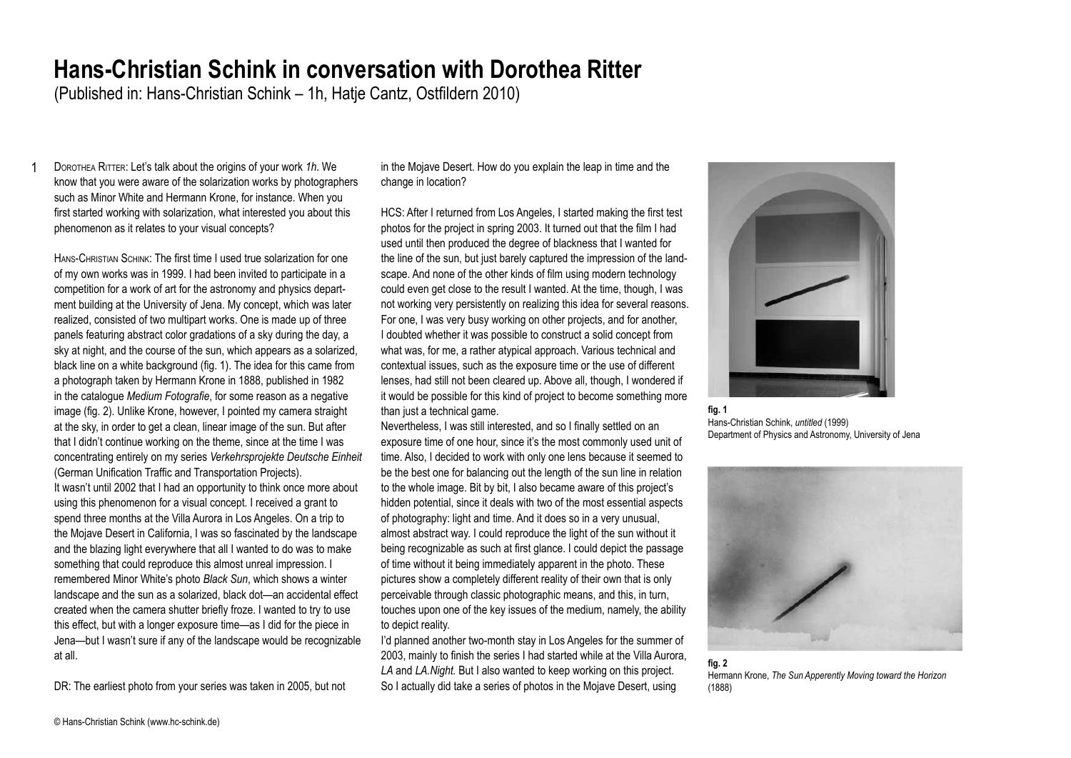# Hans-Christian Schink in conversation with Dorothea Ritter

(Published in: Hans-Christian Schink – 1h, Hatje Cantz, Ostfildern 2010)

DOROTHEA RITTER: Let's talk about the origins of your work *1h*. We know that you were aware of the solarization works by photographers such as Minor White and Hermann Krone, for instance. When you first started working with solarization, what interested you about this phenomenon as it relates to your visual concepts?

HANS-CHRISTIAN SCHINK: The first time I used true solarization for one of my own works was in 1999. I had been invited to participate in a competition for a work of art for the astronomy and physics department building at the University of Jena. My concept, which was later realized, consisted of two multipart works. One is made up of three panels featuring abstract color gradations of a sky during the day, a sky at night, and the course of the sun, which appears as a solarized, black line on a white background (fig. 1). The idea for this came from a photograph taken by Hermann Krone in 1888, published in 1982 in the catalogue *Medium Fotografie*, for some reason as a negative image (fig. 2). Unlike Krone, however, I pointed my camera straight at the sky, in order to get a clean, linear image of the sun. But after that I didn't continue working on the theme, since at the time I was concentrating entirely on my series *Verkehrsprojekte Deutsche Einheit* (German Unification Traffic and Transportation Projects).

It wasn't until 2002 that I had an opportunity to think once more about using this phenomenon for a visual concept. I received a grant to spend three months at the Villa Aurora in Los Angeles. On a trip to the Mojave Desert in California, I was so fascinated by the landscape and the blazing light everywhere that all I wanted to do was to make something that could reproduce this almost unreal impression. I remembered Minor White's photo *Black Sun*, which shows a winter landscape and the sun as a solarized, black dot—an accidental effect created when the camera shutter briefly froze. I wanted to try to use this effect, but with a longer exposure time—as I did for the piece in Jena—but I wasn't sure if any of the landscape would be recognizable at all.

DR: The earliest photo from your series was taken in 2005, but not in the Mojave Desert. How do you explain the leap in time and the change in location?

HCS: After I returned from Los Angeles, I started making the first test photos for the project in spring 2003. It turned out that the film I had used until then produced the degree of blackness that I wanted for the line of the sun, but just barely captured the impression of the landscape. And none of the other kinds of film using modern technology could even get close to the result I wanted. At the time, though, I was not working very persistently on realizing this idea for several reasons. For one, I was very busy working on other projects, and for another, I doubted whether it was possible to construct a solid concept from what was, for me, a rather atypical approach. Various technical and contextual issues, such as the exposure time or the use of different lenses, had still not been cleared up. Above all, though, I wondered if it would be possible for this kind of project to become something more than just a technical game.

Nevertheless, I was still interested, and so I finally settled on an exposure time of one hour, since it's the most commonly used unit of time. Also, I decided to work with only one lens because it seemed to be the best one for balancing out the length of the sun line in relation to the whole image. Bit by bit, I also became aware of this project's hidden potential, since it deals with two of the most essential aspects of photography: light and time. And it does so in a very unusual, almost abstract way. I could reproduce the light of the sun without it being recognizable as such at first glance. I could depict the passage of time without it being immediately apparent in the photo. These pictures show a completely different reality of their own that is only perceivable through classic photographic means, and this, in turn, touches upon one of the key issues of the medium, namely, the ability to depict reality.

I'd planned another two-month stay in Los Angeles for the summer of 2003, mainly to finish the series I had started while at the Villa Aurora, *LA* and *LA.Night.* But I also wanted to keep working on this project. So I actually did take a series of photos in the Mojave Desert, using

**fig. 1**
Hans-Christian Schink, *untitled* (1999)
Department of Physics and Astronomy, University of Jena

**fig. 2**
Hermann Krone, *The Sun Apperently Moving toward the Horizon* (1888)

© Hans-Christian Schink (www.hc-schink.de)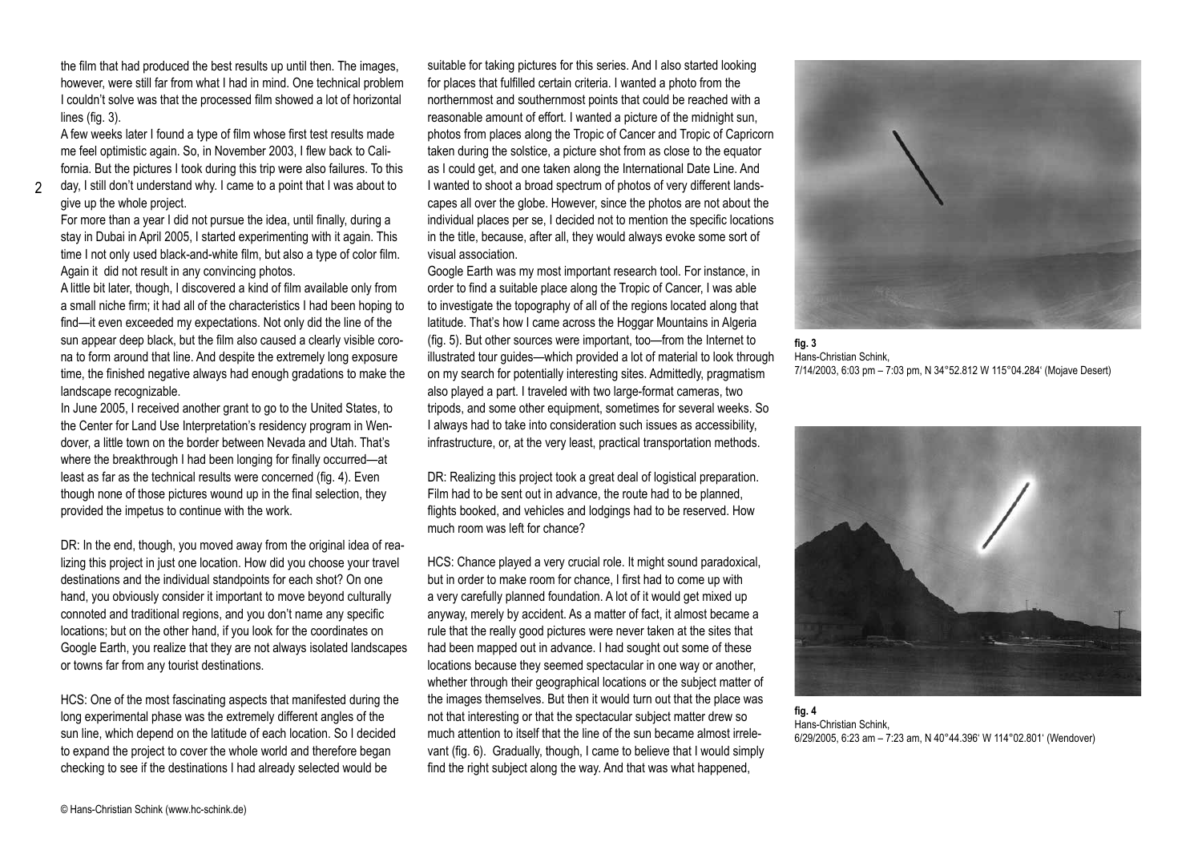the film that had produced the best results up until then. The images, however, were still far from what I had in mind. One technical problem I couldn't solve was that the processed film showed a lot of horizontal lines (fig. 3).

A few weeks later I found a type of film whose first test results made me feel optimistic again. So, in November 2003, I flew back to California. But the pictures I took during this trip were also failures. To this day, I still don't understand why. I came to a point that I was about to give up the whole project.

For more than a year I did not pursue the idea, until finally, during a stay in Dubai in April 2005, I started experimenting with it again. This time I not only used black-and-white film, but also a type of color film. Again it did not result in any convincing photos.

A little bit later, though, I discovered a kind of film available only from a small niche firm; it had all of the characteristics I had been hoping to find—it even exceeded my expectations. Not only did the line of the sun appear deep black, but the film also caused a clearly visible corona to form around that line. And despite the extremely long exposure time, the finished negative always had enough gradations to make the landscape recognizable.

In June 2005, I received another grant to go to the United States, to the Center for Land Use Interpretation's residency program in Wendover, a little town on the border between Nevada and Utah. That's where the breakthrough I had been longing for finally occurred—at least as far as the technical results were concerned (fig. 4). Even though none of those pictures wound up in the final selection, they provided the impetus to continue with the work.

DR: In the end, though, you moved away from the original idea of realizing this project in just one location. How did you choose your travel destinations and the individual standpoints for each shot? On one hand, you obviously consider it important to move beyond culturally connoted and traditional regions, and you don't name any specific locations; but on the other hand, if you look for the coordinates on Google Earth, you realize that they are not always isolated landscapes or towns far from any tourist destinations.

HCS: One of the most fascinating aspects that manifested during the long experimental phase was the extremely different angles of the sun line, which depend on the latitude of each location. So I decided to expand the project to cover the whole world and therefore began checking to see if the destinations I had already selected would be suitable for taking pictures for this series. And I also started looking for places that fulfilled certain criteria. I wanted a photo from the northernmost and southernmost points that could be reached with a reasonable amount of effort. I wanted a picture of the midnight sun, photos from places along the Tropic of Cancer and Tropic of Capricorn taken during the solstice, a picture shot from as close to the equator as I could get, and one taken along the International Date Line. And I wanted to shoot a broad spectrum of photos of very different landscapes all over the globe. However, since the photos are not about the individual places per se, I decided not to mention the specific locations in the title, because, after all, they would always evoke some sort of visual association.

Google Earth was my most important research tool. For instance, in order to find a suitable place along the Tropic of Cancer, I was able to investigate the topography of all of the regions located along that latitude. That's how I came across the Hoggar Mountains in Algeria (fig. 5). But other sources were important, too—from the Internet to illustrated tour guides—which provided a lot of material to look through on my search for potentially interesting sites. Admittedly, pragmatism also played a part. I traveled with two large-format cameras, two tripods, and some other equipment, sometimes for several weeks. So I always had to take into consideration such issues as accessibility, infrastructure, or, at the very least, practical transportation methods.

DR: Realizing this project took a great deal of logistical preparation. Film had to be sent out in advance, the route had to be planned, flights booked, and vehicles and lodgings had to be reserved. How much room was left for chance?

HCS: Chance played a very crucial role. It might sound paradoxical, but in order to make room for chance, I first had to come up with a very carefully planned foundation. A lot of it would get mixed up anyway, merely by accident. As a matter of fact, it almost became a rule that the really good pictures were never taken at the sites that had been mapped out in advance. I had sought out some of these locations because they seemed spectacular in one way or another, whether through their geographical locations or the subject matter of the images themselves. But then it would turn out that the place was not that interesting or that the spectacular subject matter drew so much attention to itself that the line of the sun became almost irrelevant (fig. 6). Gradually, though, I came to believe that I would simply find the right subject along the way. And that was what happened,

**fig. 3**
Hans-Christian Schink,
7/14/2003, 6:03 pm – 7:03 pm, N 34°52.812 W 115°04.284' (Mojave Desert)

**fig. 4**
Hans-Christian Schink,
6/29/2005, 6:23 am – 7:23 am, N 40°44.396' W 114°02.801' (Wendover)

© Hans-Christian Schink (www.hc-schink.de)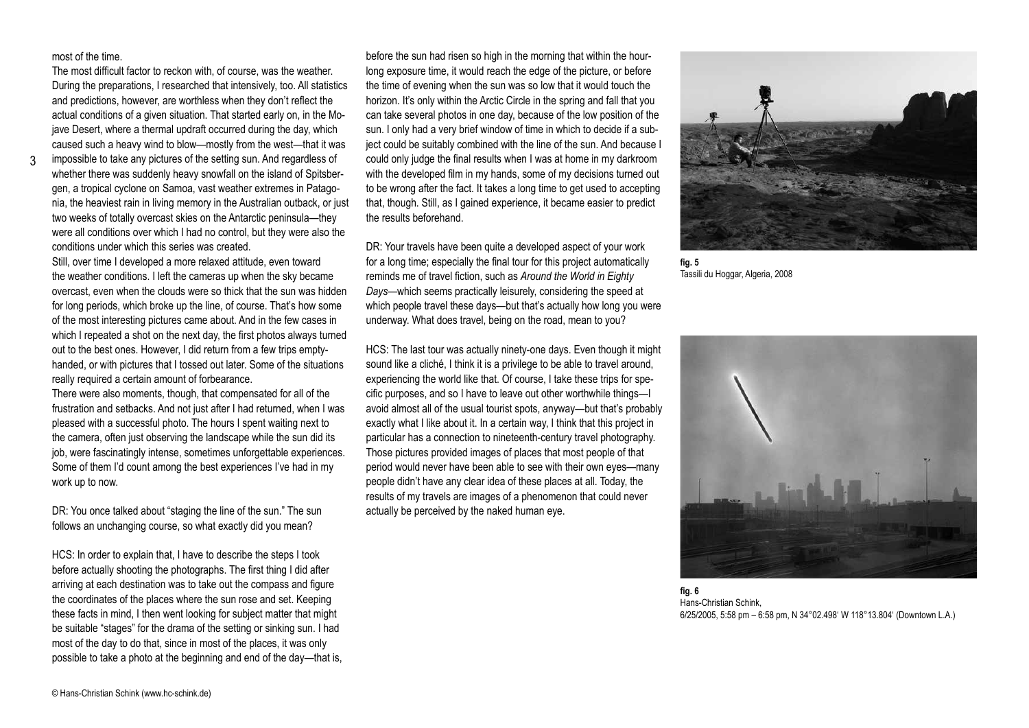most of the time.

The most difficult factor to reckon with, of course, was the weather. During the preparations, I researched that intensively, too. All statistics and predictions, however, are worthless when they don't reflect the actual conditions of a given situation. That started early on, in the Mojave Desert, where a thermal updraft occurred during the day, which caused such a heavy wind to blow—mostly from the west—that it was impossible to take any pictures of the setting sun. And regardless of whether there was suddenly heavy snowfall on the island of Spitsbergen, a tropical cyclone on Samoa, vast weather extremes in Patagonia, the heaviest rain in living memory in the Australian outback, or just two weeks of totally overcast skies on the Antarctic peninsula—they were all conditions over which I had no control, but they were also the conditions under which this series was created.

Still, over time I developed a more relaxed attitude, even toward the weather conditions. I left the cameras up when the sky became overcast, even when the clouds were so thick that the sun was hidden for long periods, which broke up the line, of course. That's how some of the most interesting pictures came about. And in the few cases in which I repeated a shot on the next day, the first photos always turned out to be the best ones. However, I did return from a few trips empty-handed, or with pictures that I tossed out later. Some of the situations really required a certain amount of forbearance.

There were also moments, though, that compensated for all of the frustration and setbacks. And not just after I had returned, when I was pleased with a successful photo. The hours I spent waiting next to the camera, often just observing the landscape while the sun did its job, were fascinatingly intense, sometimes unforgettable experiences. Some of them I'd count among the best experiences I've had in my work up to now.

DR: You once talked about "staging the line of the sun." The sun follows an unchanging course, so what exactly did you mean?

HCS: In order to explain that, I have to describe the steps I took before actually shooting the photographs. The first thing I did after arriving at each destination was to take out the compass and figure the coordinates of the places where the sun rose and set. Keeping these facts in mind, I then went looking for subject matter that might be suitable "stages" for the drama of the setting or sinking sun. I had most of the day to do that, since in most of the places, it was only possible to take a photo at the beginning and end of the day—that is, before the sun had risen so high in the morning that within the hour-long exposure time, it would reach the edge of the picture, or before the time of evening when the sun was so low that it would touch the horizon. It's only within the Arctic Circle in the spring and fall that you can take several photos in one day, because of the low position of the sun. I only had a very brief window of time in which to decide if a subject could be suitably combined with the line of the sun. And because I could only judge the final results when I was at home in my darkroom with the developed film in my hands, some of my decisions turned out to be wrong after the fact. It takes a long time to get used to accepting that, though. Still, as I gained experience, it became easier to predict the results beforehand.

DR: Your travels have been quite a developed aspect of your work for a long time; especially the final tour for this project automatically reminds me of travel fiction, such as *Around the World in Eighty Days*—which seems practically leisurely, considering the speed at which people travel these days—but that's actually how long you were underway. What does travel, being on the road, mean to you?

HCS: The last tour was actually ninety-one days. Even though it might sound like a cliché, I think it is a privilege to be able to travel around, experiencing the world like that. Of course, I take these trips for specific purposes, and so I have to leave out other worthwhile things—I avoid almost all of the usual tourist spots, anyway—but that's probably exactly what I like about it. In a certain way, I think that this project in particular has a connection to nineteenth-century travel photography. Those pictures provided images of places that most people of that period would never have been able to see with their own eyes—many people didn't have any clear idea of these places at all. Today, the results of my travels are images of a phenomenon that could never actually be perceived by the naked human eye.

**fig. 5**
Tassili du Hoggar, Algeria, 2008

**fig. 6**
Hans-Christian Schink,
6/25/2005, 5:58 pm – 6:58 pm, N 34°02.498' W 118°13.804' (Downtown L.A.)

© Hans-Christian Schink (www.hc-schink.de)